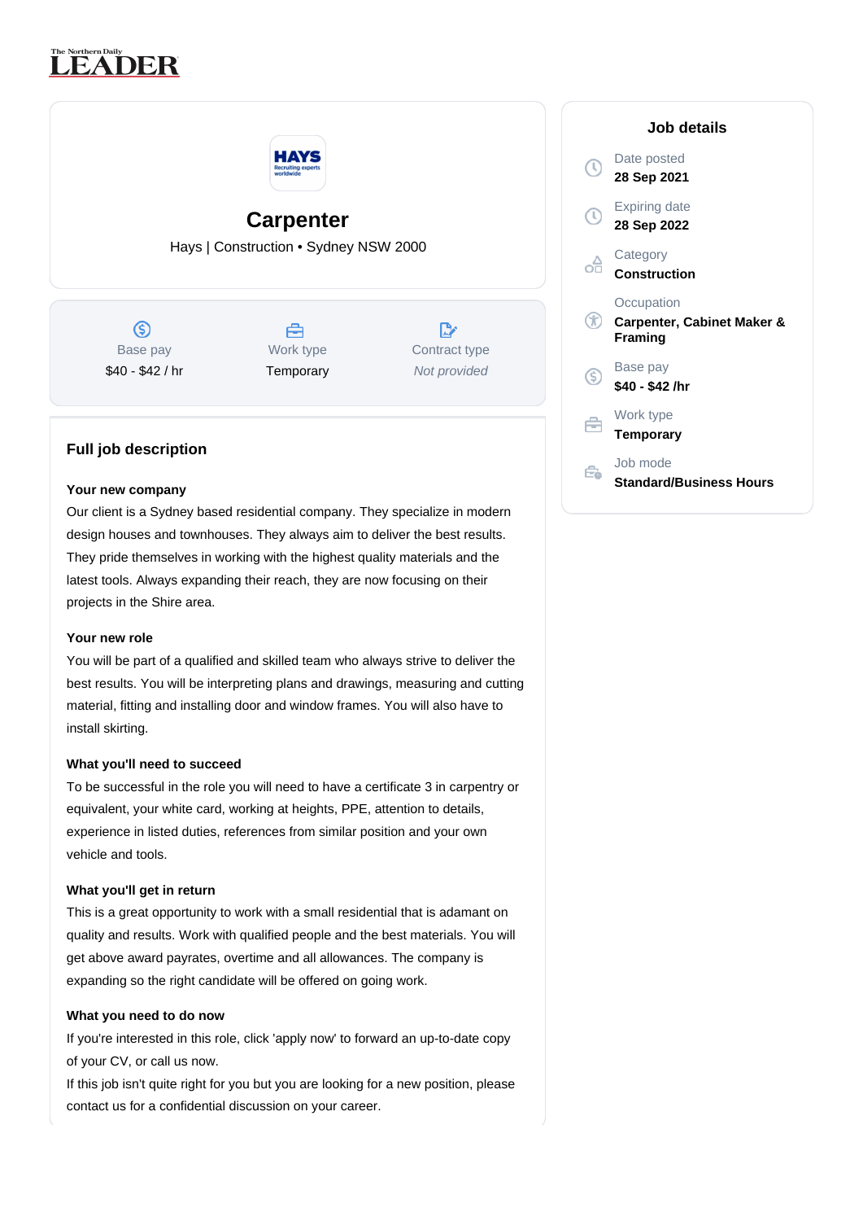The Northern Daily LEADER

# Carpenter

Hays | Construction • Sydney NSW 2000

| Base pay | Work type | Contract type |
|---|---|---|
| $40 - $42 / hr | Temporary | *Not provided* |

## Job details

Date posted
**28 Sep 2021**

Expiring date
**28 Sep 2022**

Category
**Construction**

Occupation
**Carpenter, Cabinet Maker & Framing**

Base pay
**$40 - $42 /hr**

Work type
**Temporary**

Job mode
**Standard/Business Hours**

## Full job description

**Your new company**

Our client is a Sydney based residential company. They specialize in modern design houses and townhouses. They always aim to deliver the best results. They pride themselves in working with the highest quality materials and the latest tools. Always expanding their reach, they are now focusing on their projects in the Shire area.

**Your new role**

You will be part of a qualified and skilled team who always strive to deliver the best results. You will be interpreting plans and drawings, measuring and cutting material, fitting and installing door and window frames. You will also have to install skirting.

**What you'll need to succeed**

To be successful in the role you will need to have a certificate 3 in carpentry or equivalent, your white card, working at heights, PPE, attention to details, experience in listed duties, references from similar position and your own vehicle and tools.

**What you'll get in return**

This is a great opportunity to work with a small residential that is adamant on quality and results. Work with qualified people and the best materials. You will get above award payrates, overtime and all allowances. The company is expanding so the right candidate will be offered on going work.

**What you need to do now**

If you're interested in this role, click 'apply now' to forward an up-to-date copy of your CV, or call us now.

If this job isn't quite right for you but you are looking for a new position, please contact us for a confidential discussion on your career.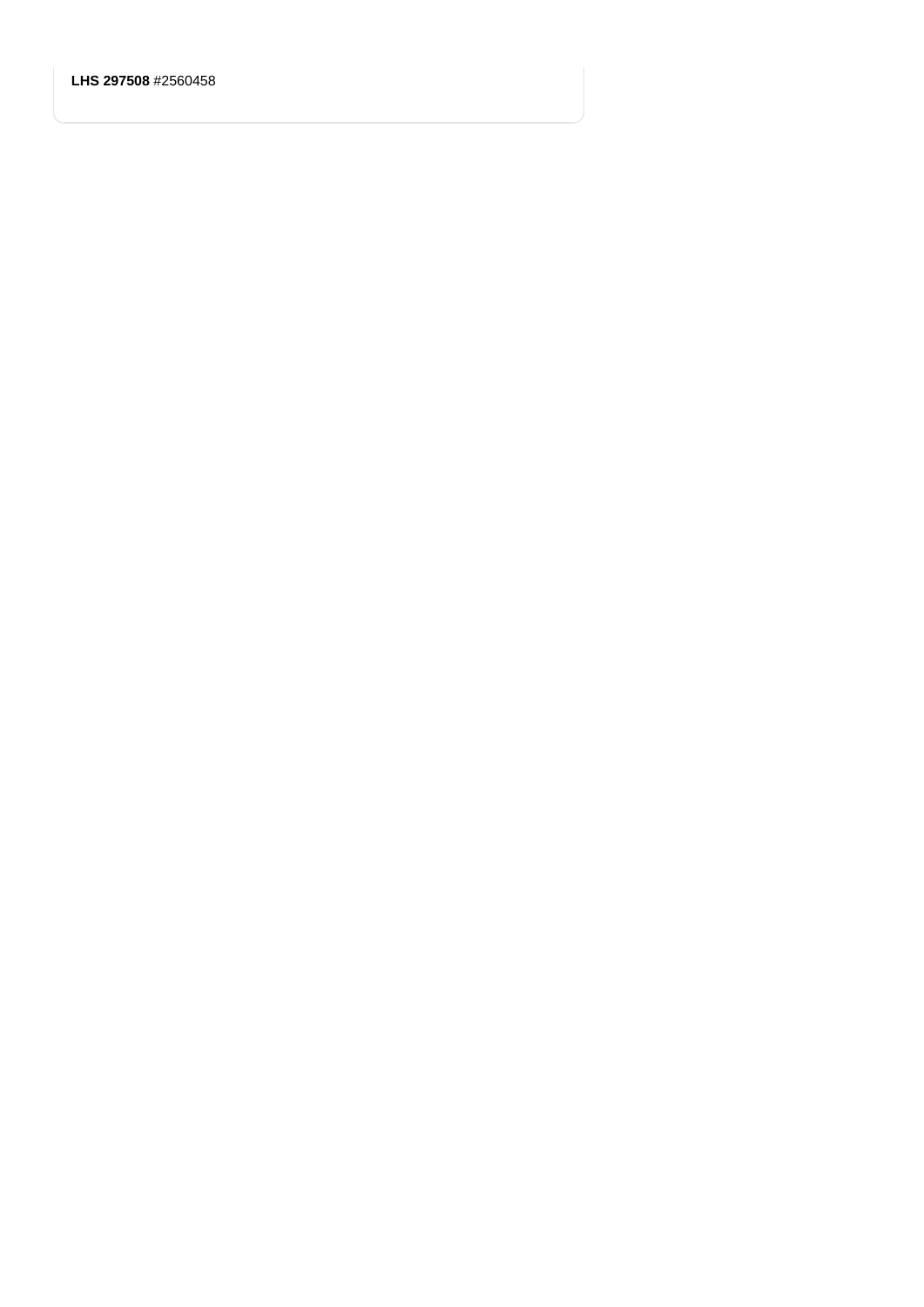**LHS 297508** #2560458